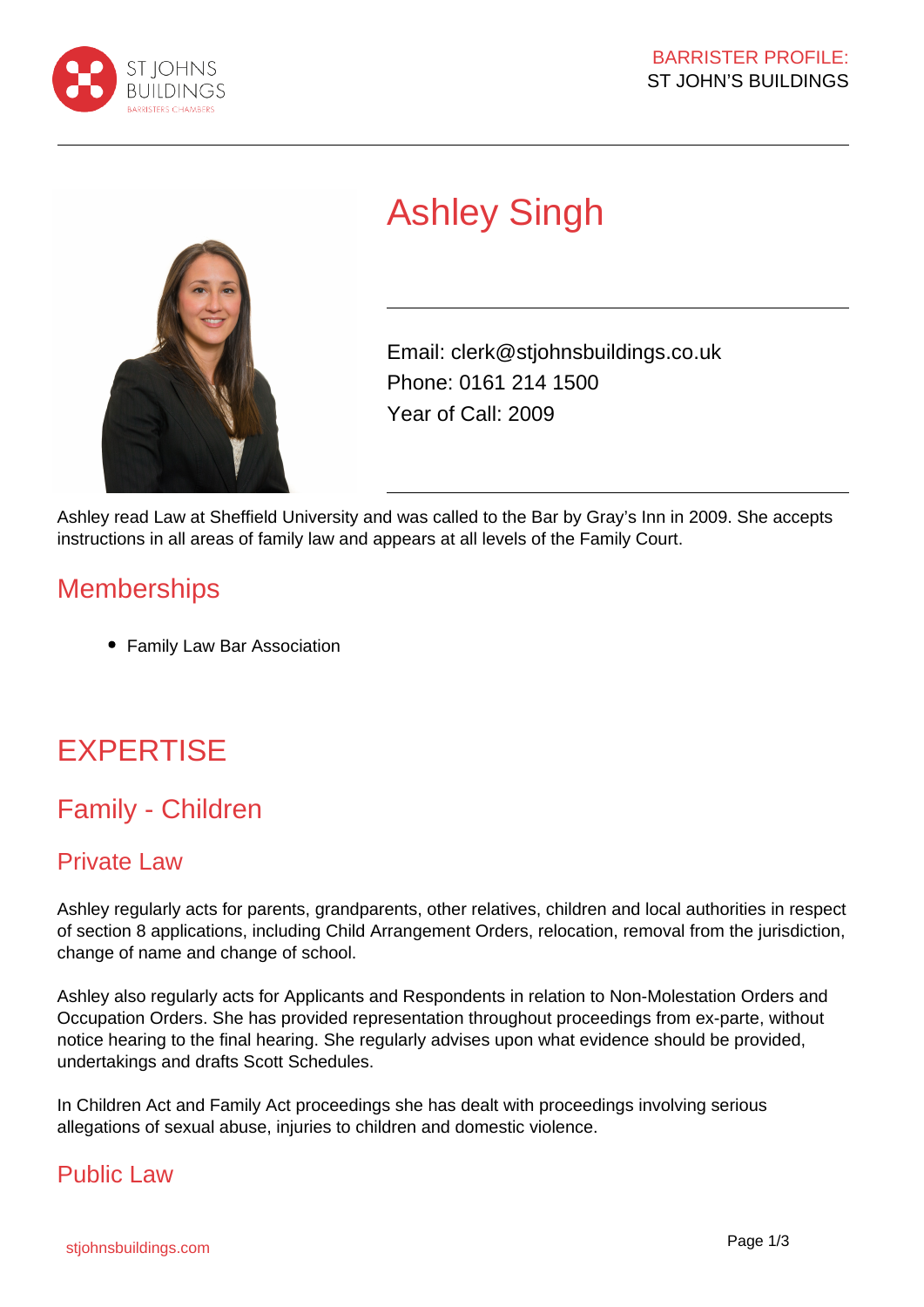# Ashley Singh

Email: clerk@stjohnsbuildings.co.uk
Phone: 0161 214 1500
Year of Call: 2009

Ashley read Law at Sheffield University and was called to the Bar by Gray's Inn in 2009. She accepts instructions in all areas of family law and appears at all levels of the Family Court.

## Memberships

- Family Law Bar Association

# EXPERTISE

## Family - Children

### Private Law

Ashley regularly acts for parents, grandparents, other relatives, children and local authorities in respect of section 8 applications, including Child Arrangement Orders, relocation, removal from the jurisdiction, change of name and change of school.

Ashley also regularly acts for Applicants and Respondents in relation to Non-Molestation Orders and Occupation Orders. She has provided representation throughout proceedings from ex-parte, without notice hearing to the final hearing. She regularly advises upon what evidence should be provided, undertakings and drafts Scott Schedules.

In Children Act and Family Act proceedings she has dealt with proceedings involving serious allegations of sexual abuse, injuries to children and domestic violence.

### Public Law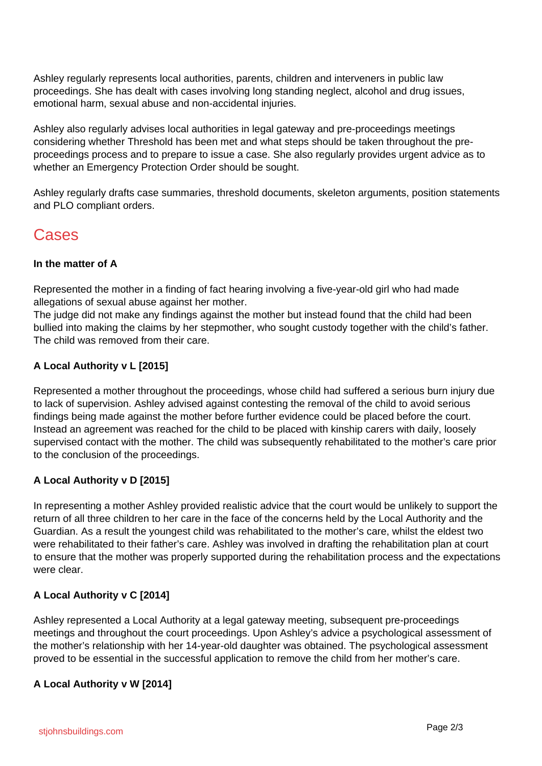Ashley regularly represents local authorities, parents, children and interveners in public law proceedings. She has dealt with cases involving long standing neglect, alcohol and drug issues, emotional harm, sexual abuse and non-accidental injuries.

Ashley also regularly advises local authorities in legal gateway and pre-proceedings meetings considering whether Threshold has been met and what steps should be taken throughout the pre-proceedings process and to prepare to issue a case. She also regularly provides urgent advice as to whether an Emergency Protection Order should be sought.

Ashley regularly drafts case summaries, threshold documents, skeleton arguments, position statements and PLO compliant orders.

## Cases

**In the matter of A**

Represented the mother in a finding of fact hearing involving a five-year-old girl who had made allegations of sexual abuse against her mother.
The judge did not make any findings against the mother but instead found that the child had been bullied into making the claims by her stepmother, who sought custody together with the child's father. The child was removed from their care.

**A Local Authority v L [2015]**

Represented a mother throughout the proceedings, whose child had suffered a serious burn injury due to lack of supervision. Ashley advised against contesting the removal of the child to avoid serious findings being made against the mother before further evidence could be placed before the court. Instead an agreement was reached for the child to be placed with kinship carers with daily, loosely supervised contact with the mother. The child was subsequently rehabilitated to the mother's care prior to the conclusion of the proceedings.

**A Local Authority v D [2015]**

In representing a mother Ashley provided realistic advice that the court would be unlikely to support the return of all three children to her care in the face of the concerns held by the Local Authority and the Guardian. As a result the youngest child was rehabilitated to the mother's care, whilst the eldest two were rehabilitated to their father's care. Ashley was involved in drafting the rehabilitation plan at court to ensure that the mother was properly supported during the rehabilitation process and the expectations were clear.

**A Local Authority v C [2014]**

Ashley represented a Local Authority at a legal gateway meeting, subsequent pre-proceedings meetings and throughout the court proceedings. Upon Ashley's advice a psychological assessment of the mother's relationship with her 14-year-old daughter was obtained. The psychological assessment proved to be essential in the successful application to remove the child from her mother's care.

**A Local Authority v W [2014]**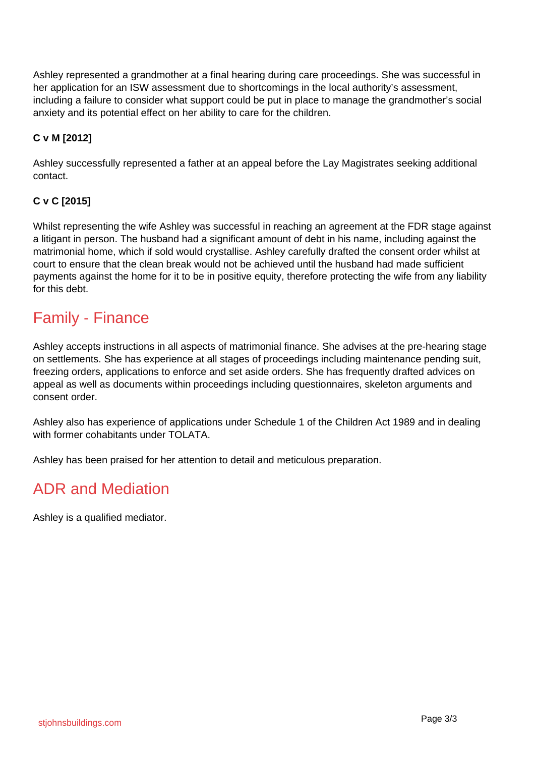Ashley represented a grandmother at a final hearing during care proceedings. She was successful in her application for an ISW assessment due to shortcomings in the local authority's assessment, including a failure to consider what support could be put in place to manage the grandmother's social anxiety and its potential effect on her ability to care for the children.

**C v M [2012]**

Ashley successfully represented a father at an appeal before the Lay Magistrates seeking additional contact.

**C v C [2015]**

Whilst representing the wife Ashley was successful in reaching an agreement at the FDR stage against a litigant in person. The husband had a significant amount of debt in his name, including against the matrimonial home, which if sold would crystallise. Ashley carefully drafted the consent order whilst at court to ensure that the clean break would not be achieved until the husband had made sufficient payments against the home for it to be in positive equity, therefore protecting the wife from any liability for this debt.

## Family - Finance

Ashley accepts instructions in all aspects of matrimonial finance. She advises at the pre-hearing stage on settlements. She has experience at all stages of proceedings including maintenance pending suit, freezing orders, applications to enforce and set aside orders. She has frequently drafted advices on appeal as well as documents within proceedings including questionnaires, skeleton arguments and consent order.

Ashley also has experience of applications under Schedule 1 of the Children Act 1989 and in dealing with former cohabitants under TOLATA.

Ashley has been praised for her attention to detail and meticulous preparation.

## ADR and Mediation

Ashley is a qualified mediator.